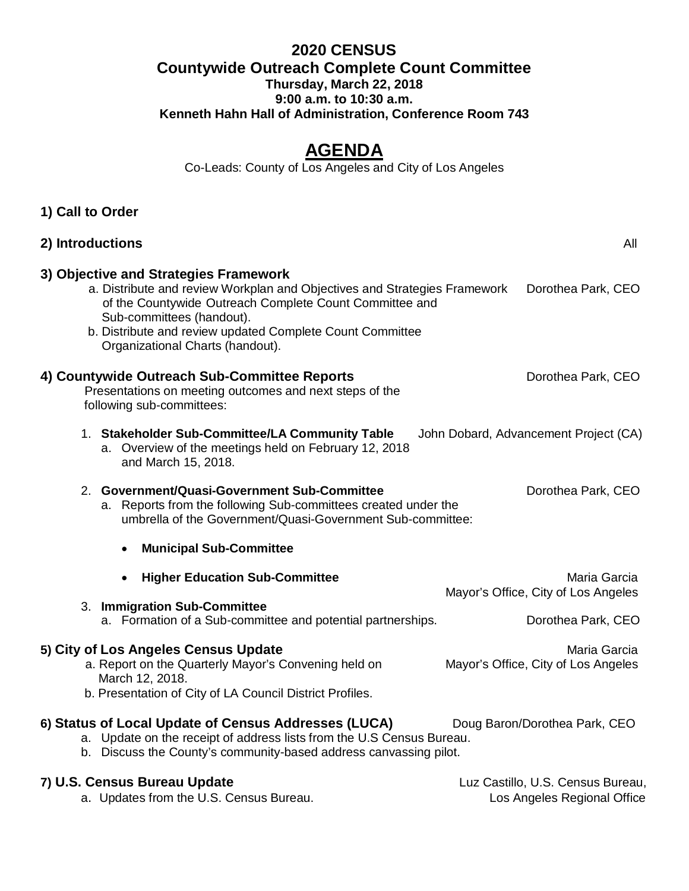# 2020 CENSUS

## Countywide Outreach Complete Count Committee

**Thursday, March 22, 2018**
**9:00 a.m. to 10:30 a.m.**
**Kenneth Hahn Hall of Administration, Conference Room 743**

# AGENDA

Co-Leads: County of Los Angeles and City of Los Angeles

**1) Call to Order**

**2) Introductions** — All

**3) Objective and Strategies Framework**

a. Distribute and review Workplan and Objectives and Strategies Framework of the Countywide Outreach Complete Count Committee and Sub-committees (handout). — Dorothea Park, CEO

b. Distribute and review updated Complete Count Committee Organizational Charts (handout).

**4) Countywide Outreach Sub-Committee Reports** — Dorothea Park, CEO

Presentations on meeting outcomes and next steps of the following sub-committees:

1. **Stakeholder Sub-Committee/LA Community Table** — John Dobard, Advancement Project (CA)
   a. Overview of the meetings held on February 12, 2018 and March 15, 2018.

2. **Government/Quasi-Government Sub-Committee** — Dorothea Park, CEO
   a. Reports from the following Sub-committees created under the umbrella of the Government/Quasi-Government Sub-committee:
      - **Municipal Sub-Committee**
      - **Higher Education Sub-Committee** — Maria Garcia, Mayor's Office, City of Los Angeles

3. **Immigration Sub-Committee**
   a. Formation of a Sub-committee and potential partnerships. — Dorothea Park, CEO

**5) City of Los Angeles Census Update** — Maria Garcia, Mayor's Office, City of Los Angeles

a. Report on the Quarterly Mayor's Convening held on March 12, 2018.

b. Presentation of City of LA Council District Profiles.

**6) Status of Local Update of Census Addresses (LUCA)** — Doug Baron/Dorothea Park, CEO

a. Update on the receipt of address lists from the U.S Census Bureau.

b. Discuss the County's community-based address canvassing pilot.

**7) U.S. Census Bureau Update** — Luz Castillo, U.S. Census Bureau, Los Angeles Regional Office

a. Updates from the U.S. Census Bureau.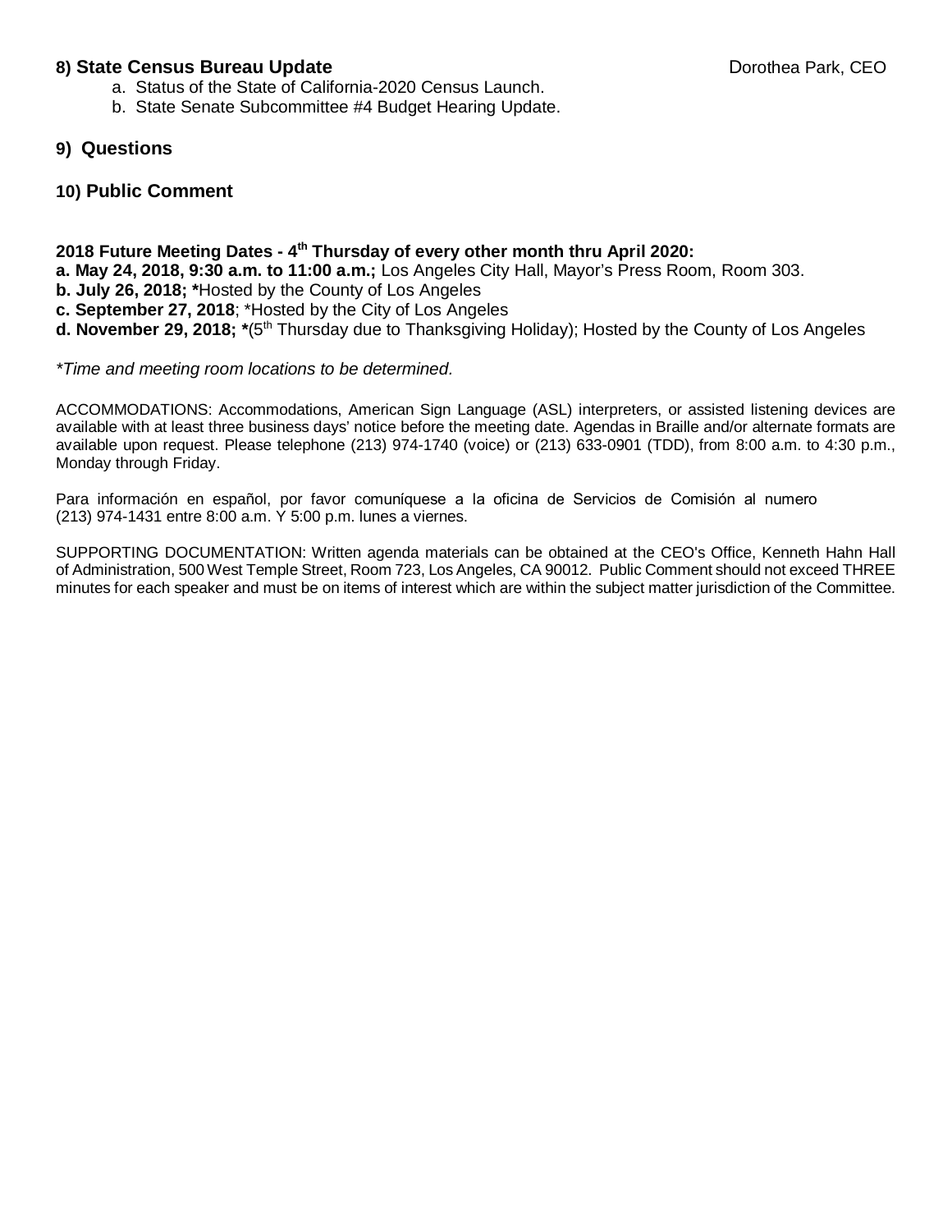**8) State Census Bureau Update** Dorothea Park, CEO

a. Status of the State of California-2020 Census Launch.
b. State Senate Subcommittee #4 Budget Hearing Update.

**9) Questions**

**10) Public Comment**

**2018 Future Meeting Dates - 4th Thursday of every other month thru April 2020:**
**a. May 24, 2018, 9:30 a.m. to 11:00 a.m.;** Los Angeles City Hall, Mayor's Press Room, Room 303.
**b. July 26, 2018; \***Hosted by the County of Los Angeles
**c. September 27, 2018**; \*Hosted by the City of Los Angeles
**d. November 29, 2018; \***(5th Thursday due to Thanksgiving Holiday); Hosted by the County of Los Angeles

*\*Time and meeting room locations to be determined.*

ACCOMMODATIONS: Accommodations, American Sign Language (ASL) interpreters, or assisted listening devices are available with at least three business days' notice before the meeting date. Agendas in Braille and/or alternate formats are available upon request. Please telephone (213) 974-1740 (voice) or (213) 633-0901 (TDD), from 8:00 a.m. to 4:30 p.m., Monday through Friday.

Para información en español, por favor comuníquese a la oficina de Servicios de Comisión al numero (213) 974-1431 entre 8:00 a.m. Y 5:00 p.m. lunes a viernes.

SUPPORTING DOCUMENTATION: Written agenda materials can be obtained at the CEO's Office, Kenneth Hahn Hall of Administration, 500 West Temple Street, Room 723, Los Angeles, CA 90012. Public Comment should not exceed THREE minutes for each speaker and must be on items of interest which are within the subject matter jurisdiction of the Committee.